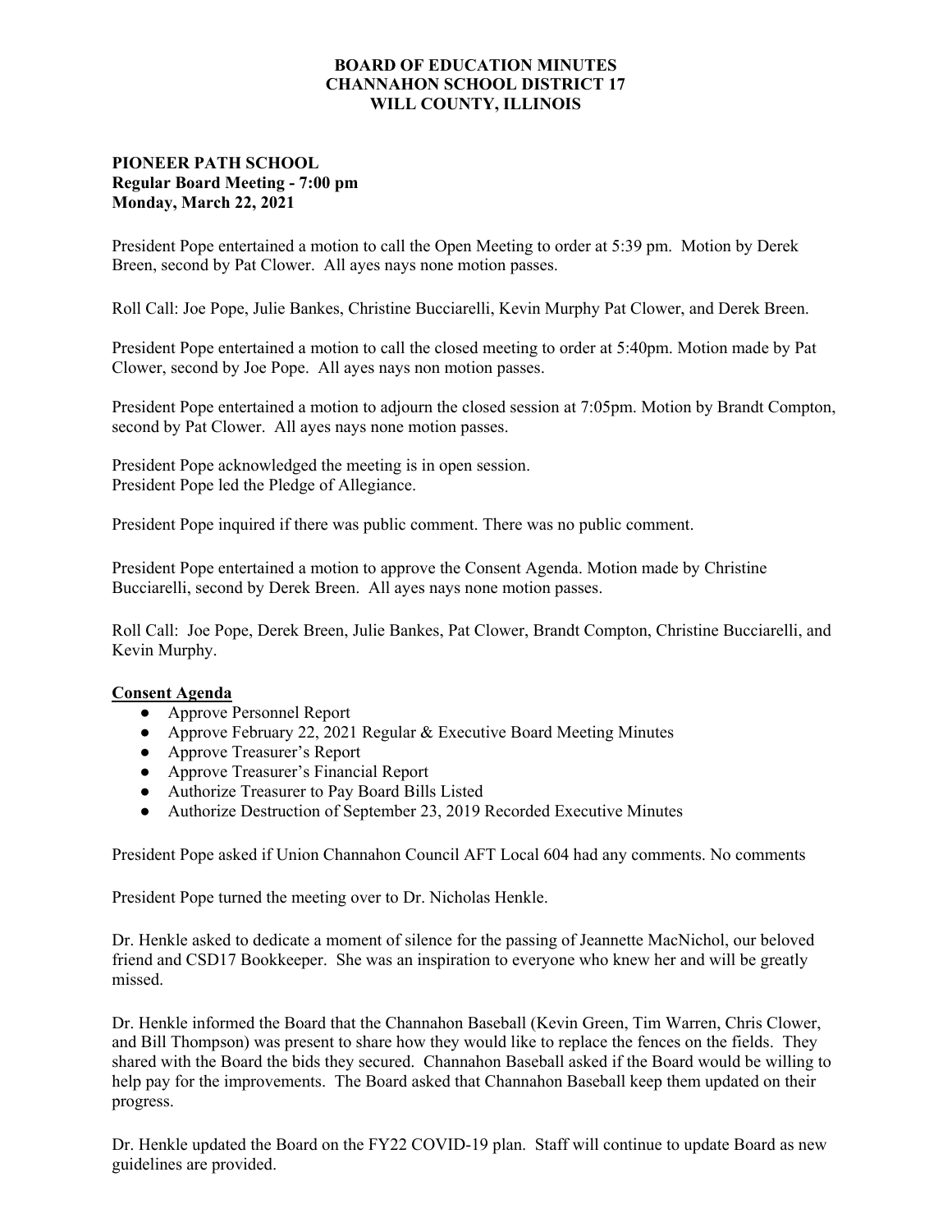**BOARD OF EDUCATION MINUTES**
**CHANNAHON SCHOOL DISTRICT 17**
**WILL COUNTY, ILLINOIS**

**PIONEER PATH SCHOOL**
**Regular Board Meeting - 7:00 pm**
**Monday, March 22, 2021**

President Pope entertained a motion to call the Open Meeting to order at 5:39 pm. Motion by Derek Breen, second by Pat Clower. All ayes nays none motion passes.

Roll Call: Joe Pope, Julie Bankes, Christine Bucciarelli, Kevin Murphy Pat Clower, and Derek Breen.

President Pope entertained a motion to call the closed meeting to order at 5:40pm. Motion made by Pat Clower, second by Joe Pope. All ayes nays non motion passes.

President Pope entertained a motion to adjourn the closed session at 7:05pm. Motion by Brandt Compton, second by Pat Clower. All ayes nays none motion passes.

President Pope acknowledged the meeting is in open session.
President Pope led the Pledge of Allegiance.

President Pope inquired if there was public comment. There was no public comment.

President Pope entertained a motion to approve the Consent Agenda. Motion made by Christine Bucciarelli, second by Derek Breen. All ayes nays none motion passes.

Roll Call: Joe Pope, Derek Breen, Julie Bankes, Pat Clower, Brandt Compton, Christine Bucciarelli, and Kevin Murphy.

**Consent Agenda**

- Approve Personnel Report
- Approve February 22, 2021 Regular & Executive Board Meeting Minutes
- Approve Treasurer's Report
- Approve Treasurer's Financial Report
- Authorize Treasurer to Pay Board Bills Listed
- Authorize Destruction of September 23, 2019 Recorded Executive Minutes

President Pope asked if Union Channahon Council AFT Local 604 had any comments. No comments

President Pope turned the meeting over to Dr. Nicholas Henkle.

Dr. Henkle asked to dedicate a moment of silence for the passing of Jeannette MacNichol, our beloved friend and CSD17 Bookkeeper. She was an inspiration to everyone who knew her and will be greatly missed.

Dr. Henkle informed the Board that the Channahon Baseball (Kevin Green, Tim Warren, Chris Clower, and Bill Thompson) was present to share how they would like to replace the fences on the fields. They shared with the Board the bids they secured. Channahon Baseball asked if the Board would be willing to help pay for the improvements. The Board asked that Channahon Baseball keep them updated on their progress.

Dr. Henkle updated the Board on the FY22 COVID-19 plan. Staff will continue to update Board as new guidelines are provided.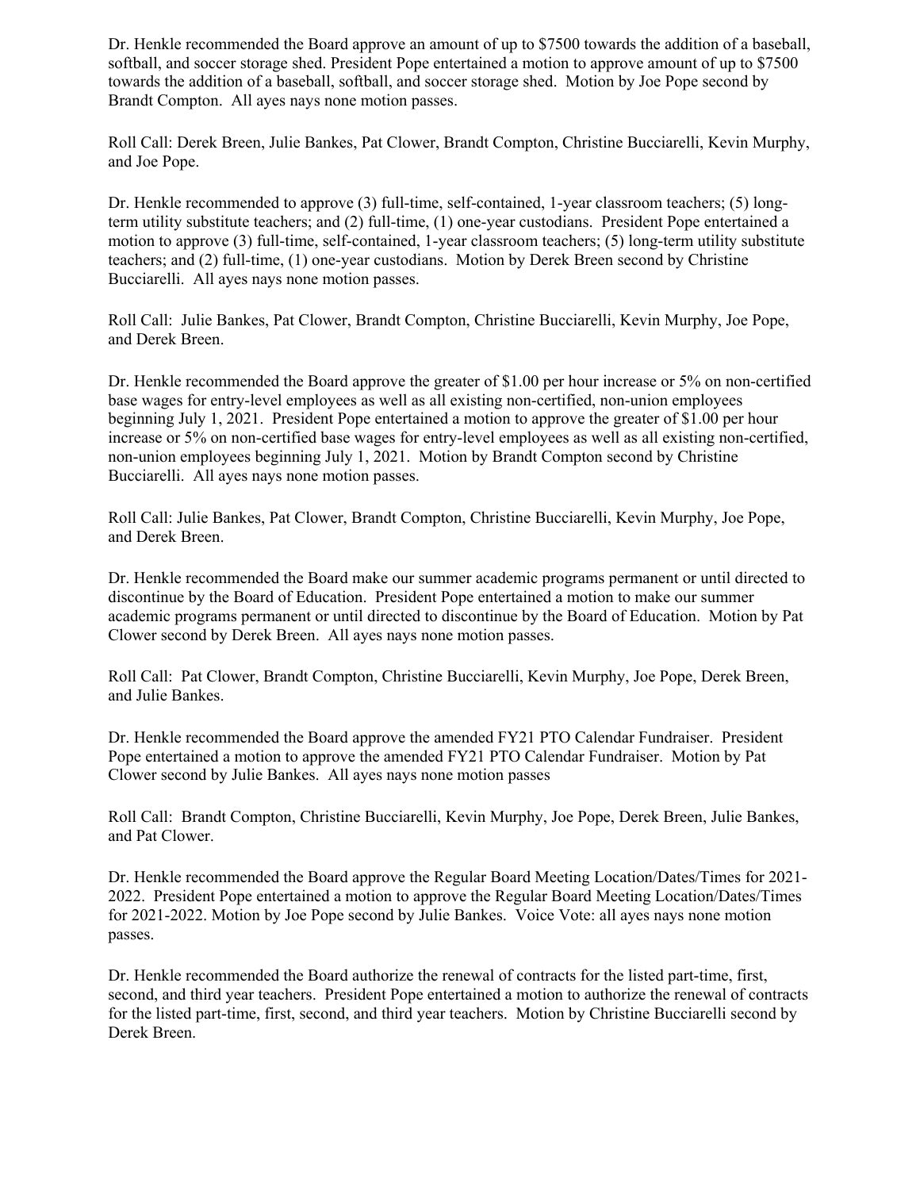Dr. Henkle recommended the Board approve an amount of up to $7500 towards the addition of a baseball, softball, and soccer storage shed. President Pope entertained a motion to approve amount of up to $7500 towards the addition of a baseball, softball, and soccer storage shed. Motion by Joe Pope second by Brandt Compton. All ayes nays none motion passes.

Roll Call: Derek Breen, Julie Bankes, Pat Clower, Brandt Compton, Christine Bucciarelli, Kevin Murphy, and Joe Pope.

Dr. Henkle recommended to approve (3) full-time, self-contained, 1-year classroom teachers; (5) long-term utility substitute teachers; and (2) full-time, (1) one-year custodians. President Pope entertained a motion to approve (3) full-time, self-contained, 1-year classroom teachers; (5) long-term utility substitute teachers; and (2) full-time, (1) one-year custodians. Motion by Derek Breen second by Christine Bucciarelli. All ayes nays none motion passes.

Roll Call: Julie Bankes, Pat Clower, Brandt Compton, Christine Bucciarelli, Kevin Murphy, Joe Pope, and Derek Breen.

Dr. Henkle recommended the Board approve the greater of $1.00 per hour increase or 5% on non-certified base wages for entry-level employees as well as all existing non-certified, non-union employees beginning July 1, 2021. President Pope entertained a motion to approve the greater of $1.00 per hour increase or 5% on non-certified base wages for entry-level employees as well as all existing non-certified, non-union employees beginning July 1, 2021. Motion by Brandt Compton second by Christine Bucciarelli. All ayes nays none motion passes.

Roll Call: Julie Bankes, Pat Clower, Brandt Compton, Christine Bucciarelli, Kevin Murphy, Joe Pope, and Derek Breen.

Dr. Henkle recommended the Board make our summer academic programs permanent or until directed to discontinue by the Board of Education. President Pope entertained a motion to make our summer academic programs permanent or until directed to discontinue by the Board of Education. Motion by Pat Clower second by Derek Breen. All ayes nays none motion passes.

Roll Call: Pat Clower, Brandt Compton, Christine Bucciarelli, Kevin Murphy, Joe Pope, Derek Breen, and Julie Bankes.

Dr. Henkle recommended the Board approve the amended FY21 PTO Calendar Fundraiser. President Pope entertained a motion to approve the amended FY21 PTO Calendar Fundraiser. Motion by Pat Clower second by Julie Bankes. All ayes nays none motion passes

Roll Call: Brandt Compton, Christine Bucciarelli, Kevin Murphy, Joe Pope, Derek Breen, Julie Bankes, and Pat Clower.

Dr. Henkle recommended the Board approve the Regular Board Meeting Location/Dates/Times for 2021-2022. President Pope entertained a motion to approve the Regular Board Meeting Location/Dates/Times for 2021-2022. Motion by Joe Pope second by Julie Bankes. Voice Vote: all ayes nays none motion passes.

Dr. Henkle recommended the Board authorize the renewal of contracts for the listed part-time, first, second, and third year teachers. President Pope entertained a motion to authorize the renewal of contracts for the listed part-time, first, second, and third year teachers. Motion by Christine Bucciarelli second by Derek Breen.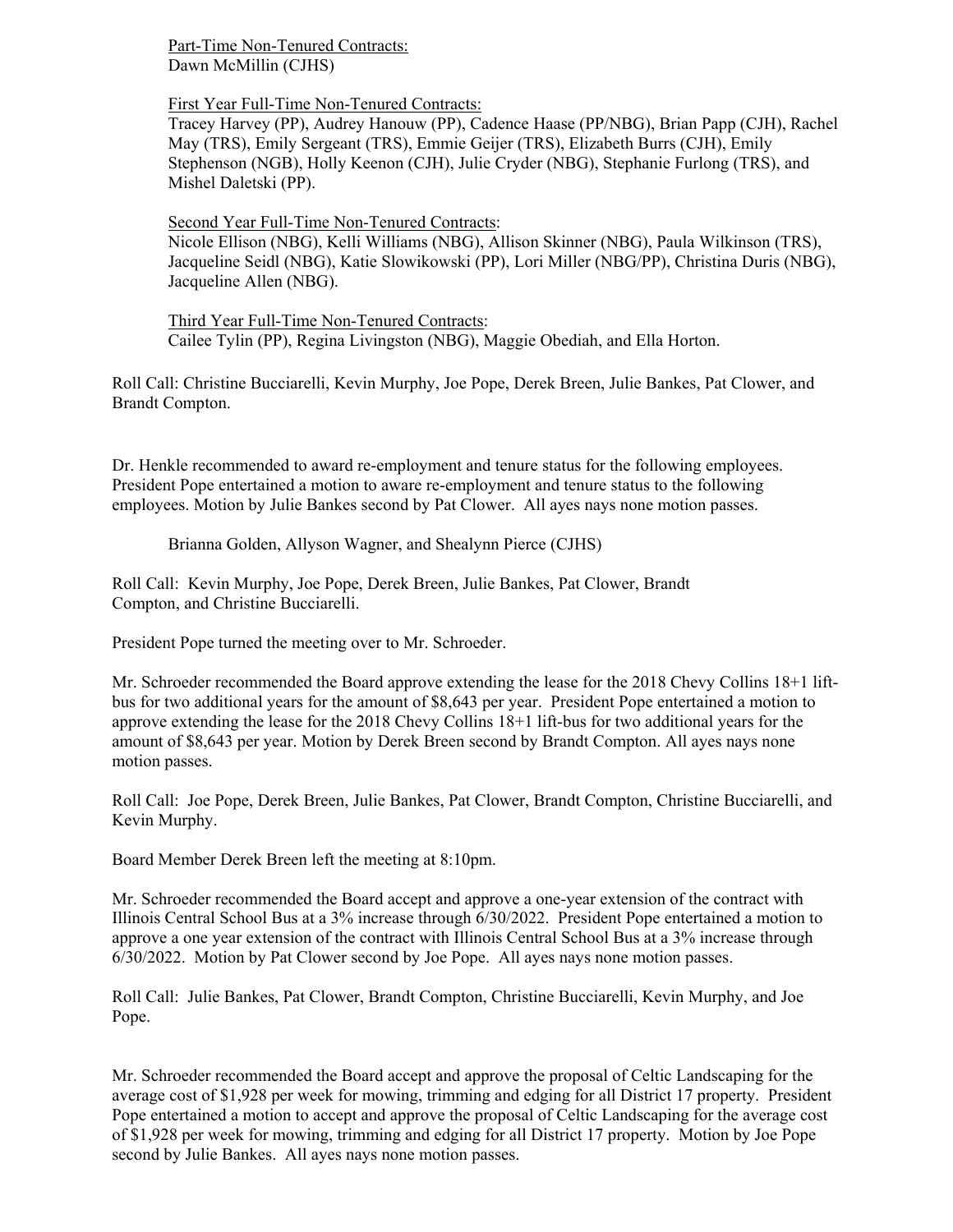Part-Time Non-Tenured Contracts:
Dawn McMillin (CJHS)

First Year Full-Time Non-Tenured Contracts:
Tracey Harvey (PP), Audrey Hanouw (PP), Cadence Haase (PP/NBG), Brian Papp (CJH), Rachel May (TRS), Emily Sergeant (TRS), Emmie Geijer (TRS), Elizabeth Burrs (CJH), Emily Stephenson (NGB), Holly Keenon (CJH), Julie Cryder (NBG), Stephanie Furlong (TRS), and Mishel Daletski (PP).

Second Year Full-Time Non-Tenured Contracts:
Nicole Ellison (NBG), Kelli Williams (NBG), Allison Skinner (NBG), Paula Wilkinson (TRS), Jacqueline Seidl (NBG), Katie Slowikowski (PP), Lori Miller (NBG/PP), Christina Duris (NBG), Jacqueline Allen (NBG).

Third Year Full-Time Non-Tenured Contracts:
Cailee Tylin (PP), Regina Livingston (NBG), Maggie Obediah, and Ella Horton.

Roll Call: Christine Bucciarelli, Kevin Murphy, Joe Pope, Derek Breen, Julie Bankes, Pat Clower, and Brandt Compton.

Dr. Henkle recommended to award re-employment and tenure status for the following employees. President Pope entertained a motion to aware re-employment and tenure status to the following employees. Motion by Julie Bankes second by Pat Clower. All ayes nays none motion passes.

Brianna Golden, Allyson Wagner, and Shealynn Pierce (CJHS)

Roll Call: Kevin Murphy, Joe Pope, Derek Breen, Julie Bankes, Pat Clower, Brandt Compton, and Christine Bucciarelli.

President Pope turned the meeting over to Mr. Schroeder.

Mr. Schroeder recommended the Board approve extending the lease for the 2018 Chevy Collins 18+1 lift-bus for two additional years for the amount of $8,643 per year. President Pope entertained a motion to approve extending the lease for the 2018 Chevy Collins 18+1 lift-bus for two additional years for the amount of $8,643 per year. Motion by Derek Breen second by Brandt Compton. All ayes nays none motion passes.

Roll Call: Joe Pope, Derek Breen, Julie Bankes, Pat Clower, Brandt Compton, Christine Bucciarelli, and Kevin Murphy.

Board Member Derek Breen left the meeting at 8:10pm.

Mr. Schroeder recommended the Board accept and approve a one-year extension of the contract with Illinois Central School Bus at a 3% increase through 6/30/2022. President Pope entertained a motion to approve a one year extension of the contract with Illinois Central School Bus at a 3% increase through 6/30/2022. Motion by Pat Clower second by Joe Pope. All ayes nays none motion passes.

Roll Call: Julie Bankes, Pat Clower, Brandt Compton, Christine Bucciarelli, Kevin Murphy, and Joe Pope.

Mr. Schroeder recommended the Board accept and approve the proposal of Celtic Landscaping for the average cost of $1,928 per week for mowing, trimming and edging for all District 17 property. President Pope entertained a motion to accept and approve the proposal of Celtic Landscaping for the average cost of $1,928 per week for mowing, trimming and edging for all District 17 property. Motion by Joe Pope second by Julie Bankes. All ayes nays none motion passes.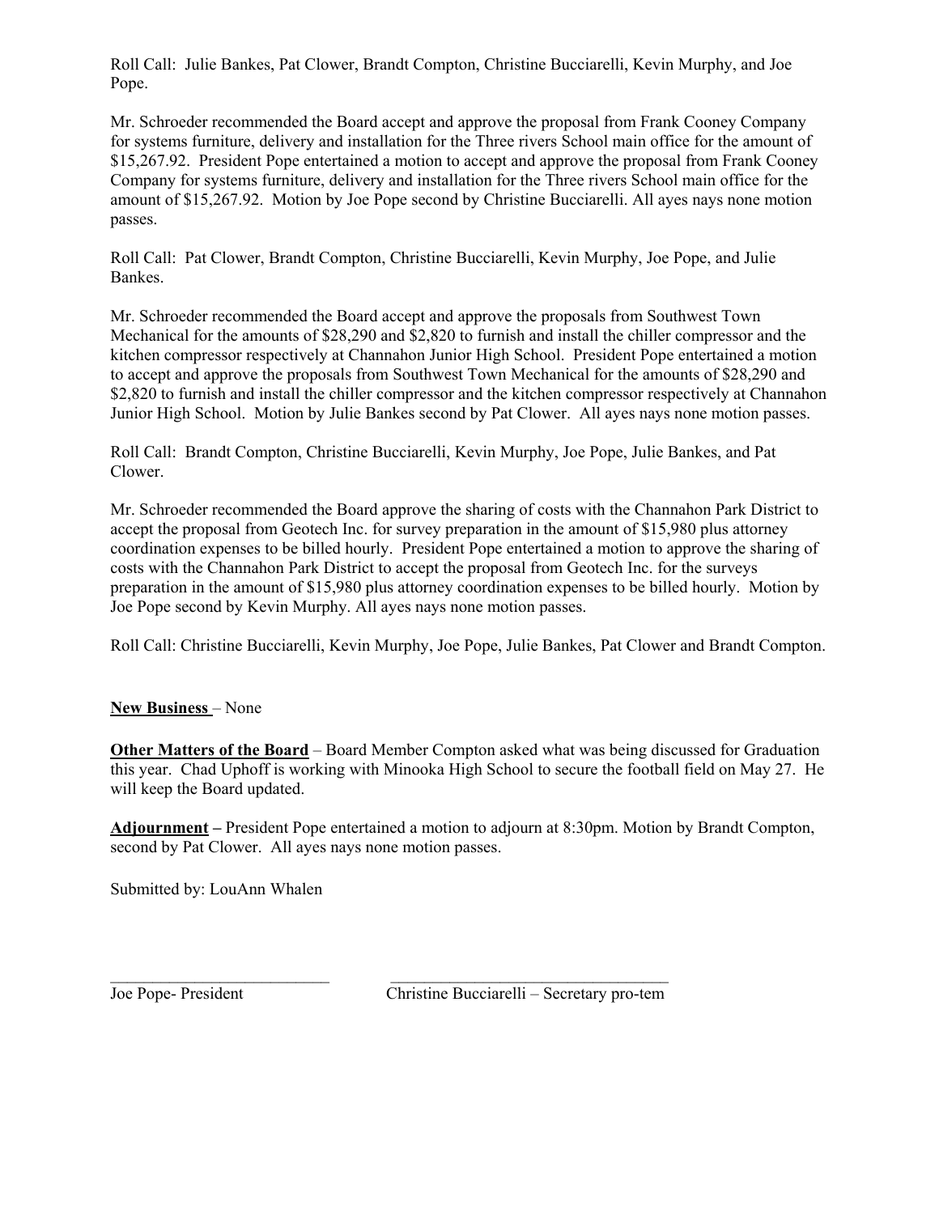Roll Call: Julie Bankes, Pat Clower, Brandt Compton, Christine Bucciarelli, Kevin Murphy, and Joe Pope.

Mr. Schroeder recommended the Board accept and approve the proposal from Frank Cooney Company for systems furniture, delivery and installation for the Three rivers School main office for the amount of $15,267.92. President Pope entertained a motion to accept and approve the proposal from Frank Cooney Company for systems furniture, delivery and installation for the Three rivers School main office for the amount of $15,267.92. Motion by Joe Pope second by Christine Bucciarelli. All ayes nays none motion passes.

Roll Call: Pat Clower, Brandt Compton, Christine Bucciarelli, Kevin Murphy, Joe Pope, and Julie Bankes.

Mr. Schroeder recommended the Board accept and approve the proposals from Southwest Town Mechanical for the amounts of $28,290 and $2,820 to furnish and install the chiller compressor and the kitchen compressor respectively at Channahon Junior High School. President Pope entertained a motion to accept and approve the proposals from Southwest Town Mechanical for the amounts of $28,290 and $2,820 to furnish and install the chiller compressor and the kitchen compressor respectively at Channahon Junior High School. Motion by Julie Bankes second by Pat Clower. All ayes nays none motion passes.

Roll Call: Brandt Compton, Christine Bucciarelli, Kevin Murphy, Joe Pope, Julie Bankes, and Pat Clower.

Mr. Schroeder recommended the Board approve the sharing of costs with the Channahon Park District to accept the proposal from Geotech Inc. for survey preparation in the amount of $15,980 plus attorney coordination expenses to be billed hourly. President Pope entertained a motion to approve the sharing of costs with the Channahon Park District to accept the proposal from Geotech Inc. for the surveys preparation in the amount of $15,980 plus attorney coordination expenses to be billed hourly. Motion by Joe Pope second by Kevin Murphy. All ayes nays none motion passes.

Roll Call: Christine Bucciarelli, Kevin Murphy, Joe Pope, Julie Bankes, Pat Clower and Brandt Compton.

**New Business** – None

**Other Matters of the Board** – Board Member Compton asked what was being discussed for Graduation this year. Chad Uphoff is working with Minooka High School to secure the football field on May 27. He will keep the Board updated.

**Adjournment** – President Pope entertained a motion to adjourn at 8:30pm. Motion by Brandt Compton, second by Pat Clower. All ayes nays none motion passes.

Submitted by: LouAnn Whalen

\_\_\_\_\_\_\_\_\_\_\_\_\_\_\_\_\_\_\_\_\_\_\_\_\_\_\_ \_\_\_\_\_\_\_\_\_\_\_\_\_\_\_\_\_\_\_\_\_\_\_\_\_\_\_\_\_\_\_\_\_\_\_

Joe Pope- President Christine Bucciarelli – Secretary pro-tem